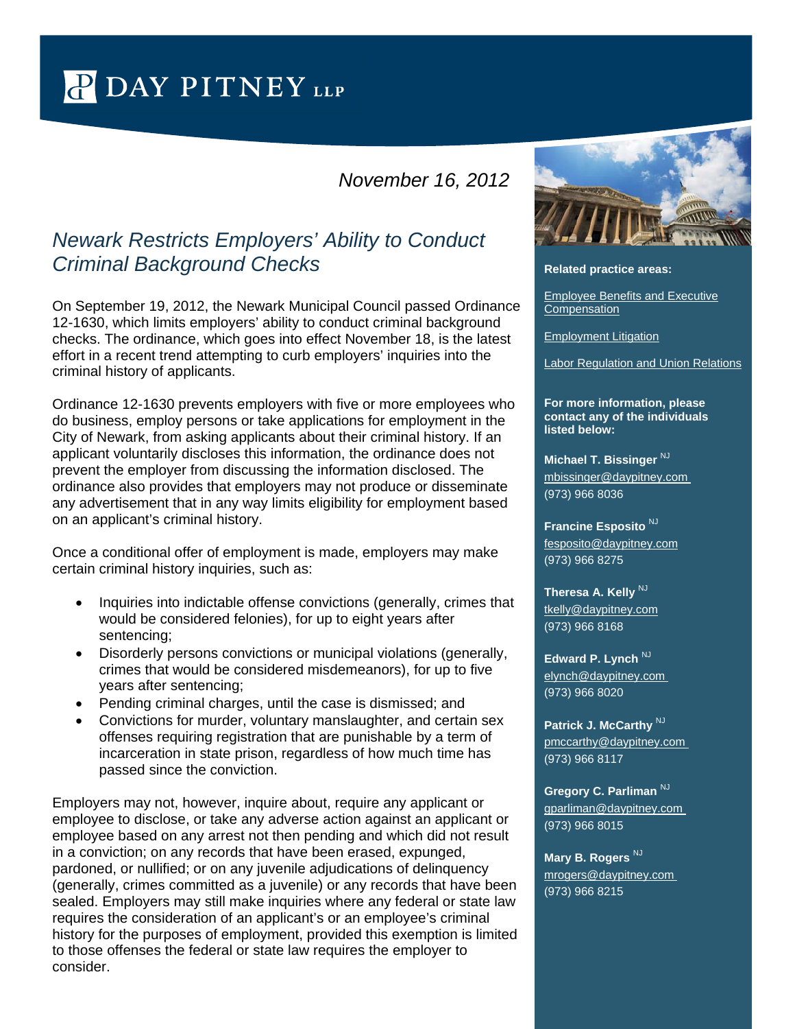# DAY PITNEY LLP

*November 16, 2012*

## *Newark Restricts Employers' Ability to Conduct Criminal Background Checks*

On September 19, 2012, the Newark Municipal Council passed Ordinance 12-1630, which limits employers' ability to conduct criminal background checks. The ordinance, which goes into effect November 18, is the latest effort in a recent trend attempting to curb employers' inquiries into the criminal history of applicants.

Ordinance 12-1630 prevents employers with five or more employees who do business, employ persons or take applications for employment in the City of Newark, from asking applicants about their criminal history. If an applicant voluntarily discloses this information, the ordinance does not prevent the employer from discussing the information disclosed. The ordinance also provides that employers may not produce or disseminate any advertisement that in any way limits eligibility for employment based on an applicant's criminal history.

Once a conditional offer of employment is made, employers may make certain criminal history inquiries, such as:

- Inquiries into indictable offense convictions (generally, crimes that would be considered felonies), for up to eight years after sentencing;
- Disorderly persons convictions or municipal violations (generally, crimes that would be considered misdemeanors), for up to five years after sentencing;
- Pending criminal charges, until the case is dismissed; and
- Convictions for murder, voluntary manslaughter, and certain sex offenses requiring registration that are punishable by a term of incarceration in state prison, regardless of how much time has passed since the conviction.

Employers may not, however, inquire about, require any applicant or employee to disclose, or take any adverse action against an applicant or employee based on any arrest not then pending and which did not result in a conviction; on any records that have been erased, expunged, pardoned, or nullified; or on any juvenile adjudications of delinquency (generally, crimes committed as a juvenile) or any records that have been sealed. Employers may still make inquiries where any federal or state law requires the consideration of an applicant's or an employee's criminal history for the purposes of employment, provided this exemption is limited to those offenses the federal or state law requires the employer to consider.

**Related practice areas:**

Employee Benefits and Executive Compensation

Employment Litigation

Labor Regulation and Union Relations

**For more information, please contact any of the individuals listed below:**

**Michael T. Bissinger** NJ
mbissinger@daypitney.com
(973) 966 8036

**Francine Esposito** NJ
fesposito@daypitney.com
(973) 966 8275

**Theresa A. Kelly** NJ
tkelly@daypitney.com
(973) 966 8168

**Edward P. Lynch** NJ
elynch@daypitney.com
(973) 966 8020

**Patrick J. McCarthy** NJ
pmccarthy@daypitney.com
(973) 966 8117

**Gregory C. Parliman** NJ
gparliman@daypitney.com
(973) 966 8015

**Mary B. Rogers** NJ
mrogers@daypitney.com
(973) 966 8215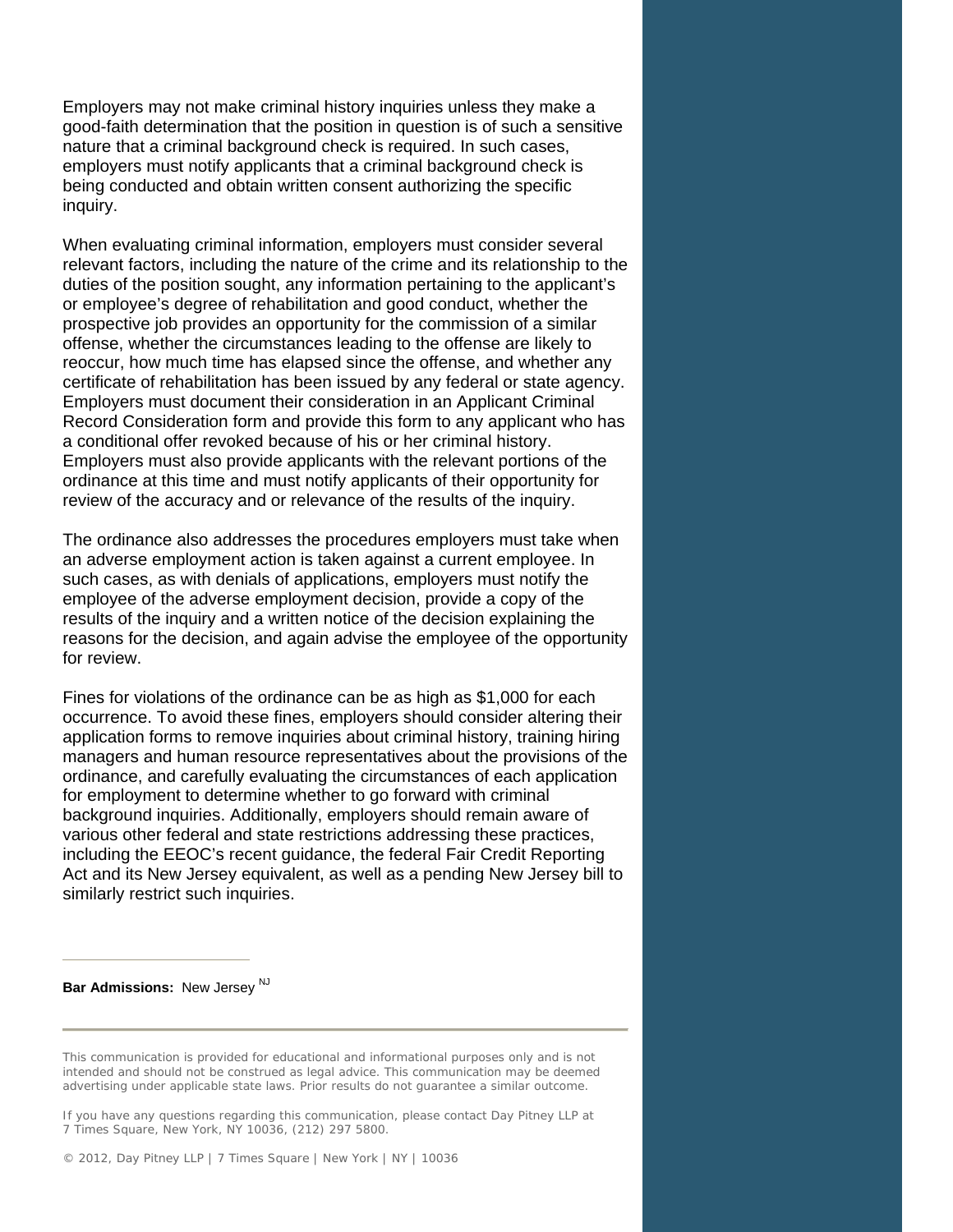Employers may not make criminal history inquiries unless they make a good-faith determination that the position in question is of such a sensitive nature that a criminal background check is required. In such cases, employers must notify applicants that a criminal background check is being conducted and obtain written consent authorizing the specific inquiry.

When evaluating criminal information, employers must consider several relevant factors, including the nature of the crime and its relationship to the duties of the position sought, any information pertaining to the applicant's or employee's degree of rehabilitation and good conduct, whether the prospective job provides an opportunity for the commission of a similar offense, whether the circumstances leading to the offense are likely to reoccur, how much time has elapsed since the offense, and whether any certificate of rehabilitation has been issued by any federal or state agency. Employers must document their consideration in an Applicant Criminal Record Consideration form and provide this form to any applicant who has a conditional offer revoked because of his or her criminal history. Employers must also provide applicants with the relevant portions of the ordinance at this time and must notify applicants of their opportunity for review of the accuracy and or relevance of the results of the inquiry.

The ordinance also addresses the procedures employers must take when an adverse employment action is taken against a current employee. In such cases, as with denials of applications, employers must notify the employee of the adverse employment decision, provide a copy of the results of the inquiry and a written notice of the decision explaining the reasons for the decision, and again advise the employee of the opportunity for review.

Fines for violations of the ordinance can be as high as $1,000 for each occurrence. To avoid these fines, employers should consider altering their application forms to remove inquiries about criminal history, training hiring managers and human resource representatives about the provisions of the ordinance, and carefully evaluating the circumstances of each application for employment to determine whether to go forward with criminal background inquiries. Additionally, employers should remain aware of various other federal and state restrictions addressing these practices, including the EEOC's recent guidance, the federal Fair Credit Reporting Act and its New Jersey equivalent, as well as a pending New Jersey bill to similarly restrict such inquiries.

---

**Bar Admissions:** New Jersey [NJ]

---

This communication is provided for educational and informational purposes only and is not intended and should not be construed as legal advice. This communication may be deemed advertising under applicable state laws. Prior results do not guarantee a similar outcome.

If you have any questions regarding this communication, please contact Day Pitney LLP at 7 Times Square, New York, NY 10036, (212) 297 5800.

© 2012, Day Pitney LLP | 7 Times Square | New York | NY | 10036